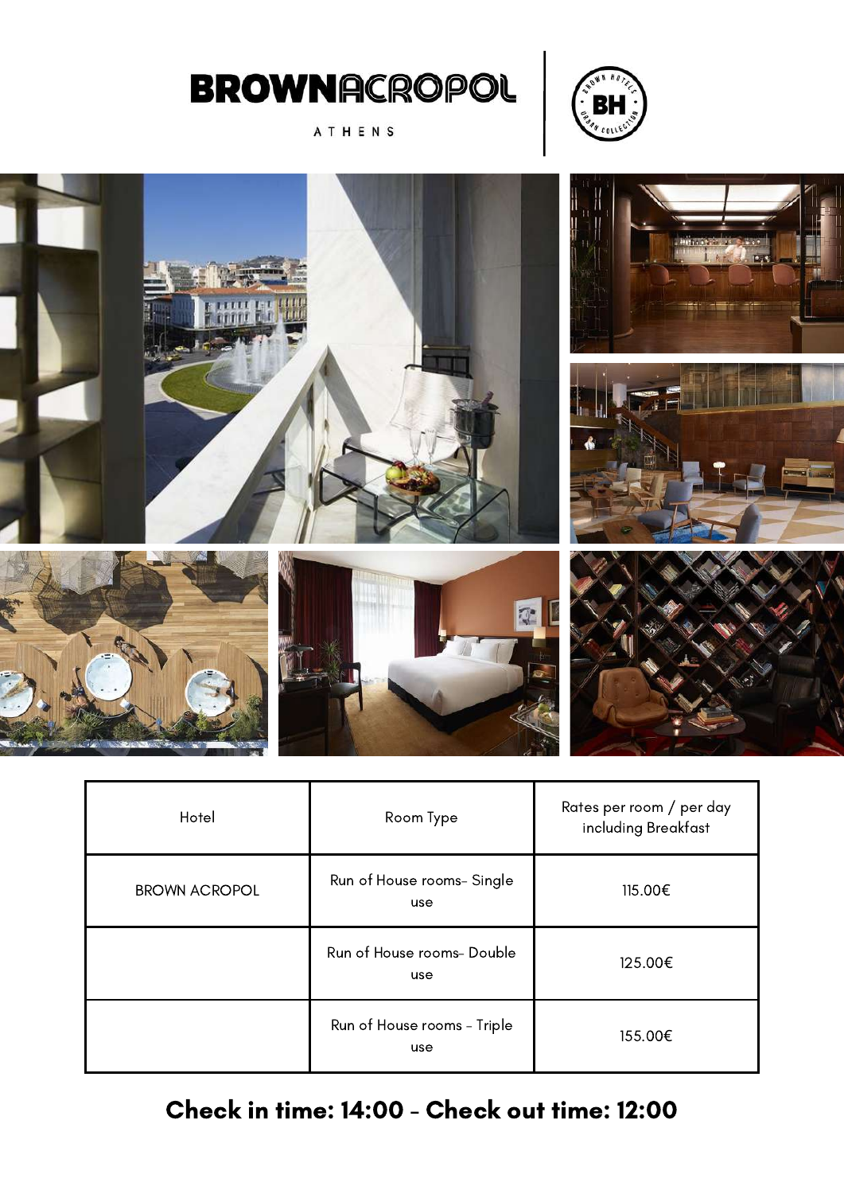# BROWNACROPOL

ATHENS

| Hotel | Room Type | Rates per room / per day including Breakfast |
|---|---|---|
| BROWN ACROPOL | Run of House rooms- Single use | 115.00€ |
| | Run of House rooms- Double use | 125.00€ |
| | Run of House rooms - Triple use | 155.00€ |

**Check in time: 14:00 - Check out time: 12:00**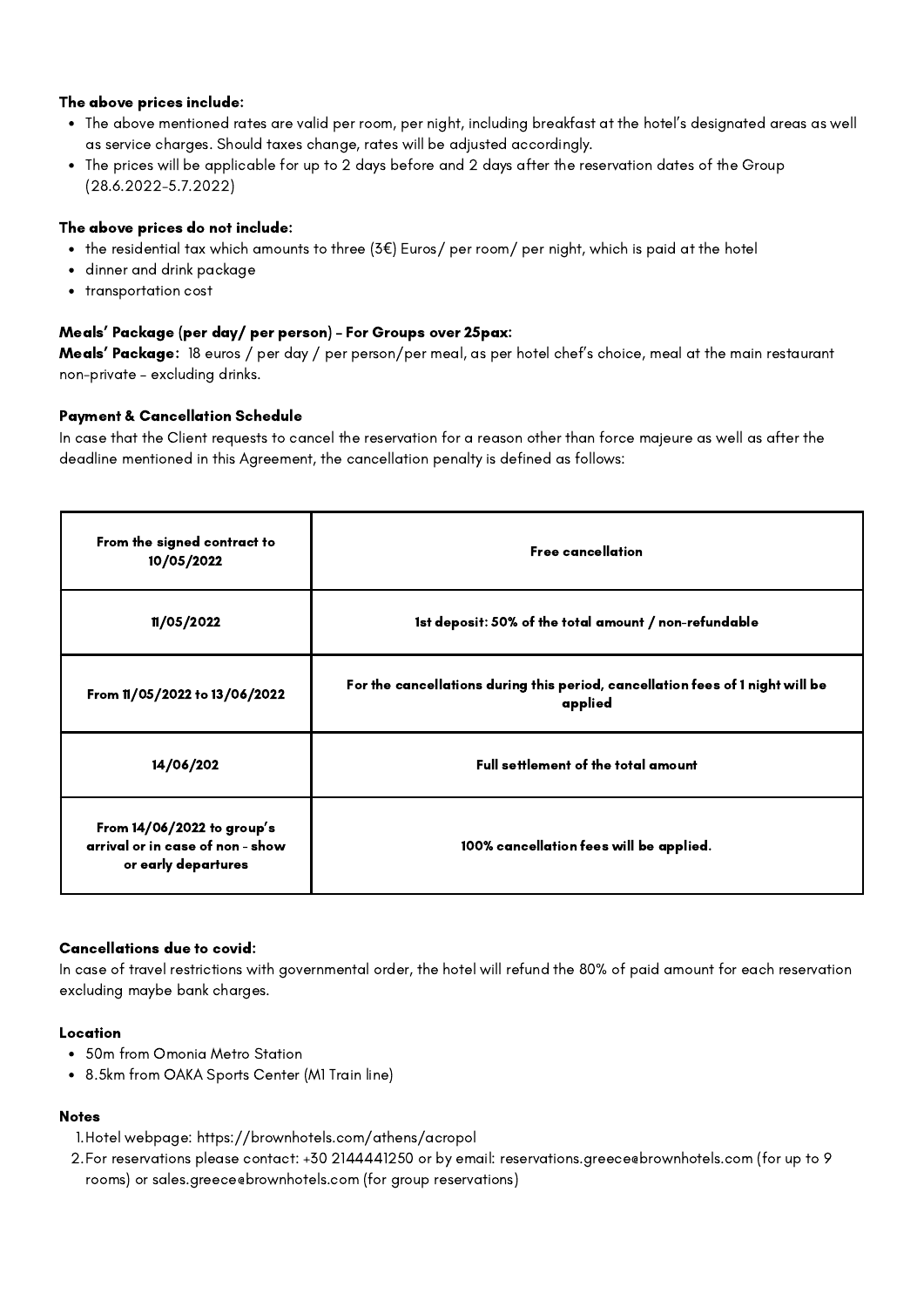**The above prices include:**

- The above mentioned rates are valid per room, per night, including breakfast at the hotel's designated areas as well as service charges. Should taxes change, rates will be adjusted accordingly.
- The prices will be applicable for up to 2 days before and 2 days after the reservation dates of the Group (28.6.2022-5.7.2022)

**The above prices do not include:**

- the residential tax which amounts to three (3€) Euros/ per room/ per night, which is paid at the hotel
- dinner and drink package
- transportation cost

**Meals' Package (per day/ per person) - For Groups over 25pax:**

**Meals' Package:** 18 euros / per day / per person/per meal, as per hotel chef's choice, meal at the main restaurant non-private - excluding drinks.

**Payment & Cancellation Schedule**

In case that the Client requests to cancel the reservation for a reason other than force majeure as well as after the deadline mentioned in this Agreement, the cancellation penalty is defined as follows:

| From the signed contract to 10/05/2022 | Free cancellation |
|---|---|
| 11/05/2022 | 1st deposit: 50% of the total amount / non-refundable |
| From 11/05/2022 to 13/06/2022 | For the cancellations during this period, cancellation fees of 1 night will be applied |
| 14/06/202 | Full settlement of the total amount |
| From 14/06/2022 to group's arrival or in case of non - show or early departures | 100% cancellation fees will be applied. |

**Cancellations due to covid:**

In case of travel restrictions with governmental order, the hotel will refund the 80% of paid amount for each reservation excluding maybe bank charges.

**Location**

- 50m from Omonia Metro Station
- 8.5km from OAKA Sports Center (M1 Train line)

**Notes**

1. Hotel webpage: https://brownhotels.com/athens/acropol
2. For reservations please contact: +30 2144441250 or by email: reservations.greece@brownhotels.com (for up to 9 rooms) or sales.greece@brownhotels.com (for group reservations)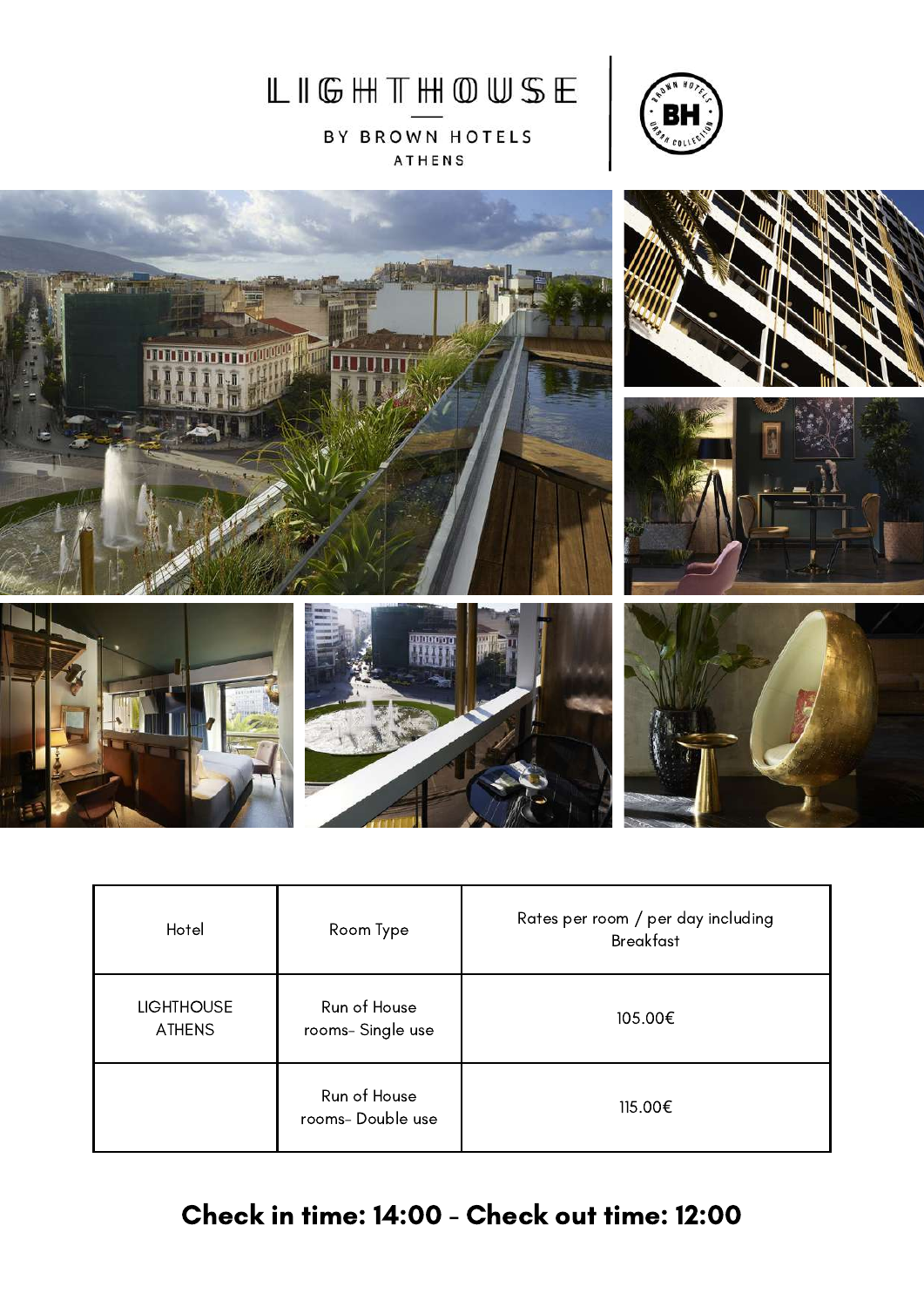# LIGHTHOUSE

BY BROWN HOTELS

ATHENS

| Hotel | Room Type | Rates per room / per day including Breakfast |
| --- | --- | --- |
| LIGHTHOUSE ATHENS | Run of House rooms- Single use | 105.00€ |
| | Run of House rooms- Double use | 115.00€ |

**Check in time: 14:00 - Check out time: 12:00**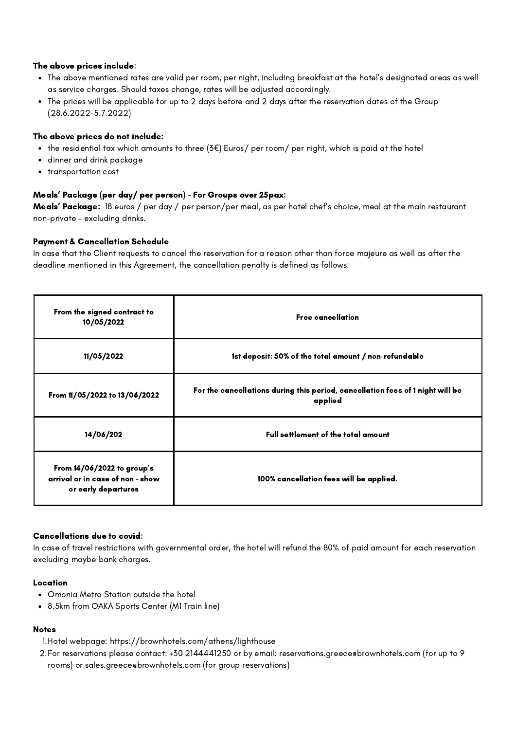**The above prices include:**

- The above mentioned rates are valid per room, per night, including breakfast at the hotel's designated areas as well as service charges. Should taxes change, rates will be adjusted accordingly.
- The prices will be applicable for up to 2 days before and 2 days after the reservation dates of the Group (28.6.2022-5.7.2022)

**The above prices do not include:**

- the residential tax which amounts to three (3€) Euros/ per room/ per night, which is paid at the hotel
- dinner and drink package
- transportation cost

**Meals' Package (per day/ per person) - For Groups over 25pax:**

**Meals' Package:** 18 euros / per day / per person/per meal, as per hotel chef's choice, meal at the main restaurant non-private - excluding drinks.

**Payment & Cancellation Schedule**

In case that the Client requests to cancel the reservation for a reason other than force majeure as well as after the deadline mentioned in this Agreement, the cancellation penalty is defined as follows:

| | |
|---|---|
| **From the signed contract to 10/05/2022** | **Free cancellation** |
| **11/05/2022** | **1st deposit: 50% of the total amount / non-refundable** |
| **From 11/05/2022 to 13/06/2022** | **For the cancellations during this period, cancellation fees of 1 night will be applied** |
| **14/06/202** | **Full settlement of the total amount** |
| **From 14/06/2022 to group's arrival or in case of non - show or early departures** | **100% cancellation fees will be applied.** |

**Cancellations due to covid:**

In case of travel restrictions with governmental order, the hotel will refund the 80% of paid amount for each reservation excluding maybe bank charges.

**Location**

- Omonia Metro Station outside the hotel
- 8.5km from OAKA Sports Center (M1 Train line)

**Notes**

1. Hotel webpage: https://brownhotels.com/athens/lighthouse
2. For reservations please contact: +30 2144441250 or by email: reservations.greece@brownhotels.com (for up to 9 rooms) or sales.greece@brownhotels.com (for group reservations)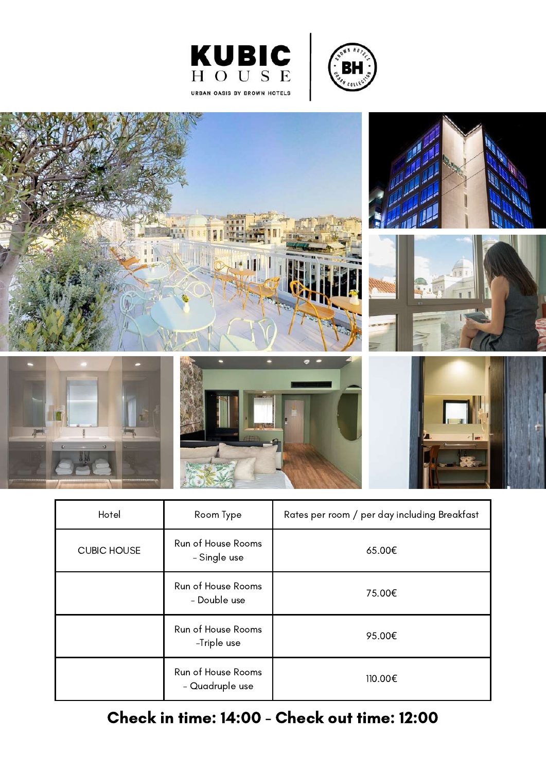KUBIC HOUSE

URBAN OASIS BY BROWN HOTELS

BH BROWN HOTELS URBAN COLLECTION

| Hotel | Room Type | Rates per room / per day including Breakfast |
|---|---|---|
| CUBIC HOUSE | Run of House Rooms – Single use | 65.00€ |
| | Run of House Rooms – Double use | 75.00€ |
| | Run of House Rooms –Triple use | 95.00€ |
| | Run of House Rooms – Quadruple use | 110.00€ |

**Check in time: 14:00 - Check out time: 12:00**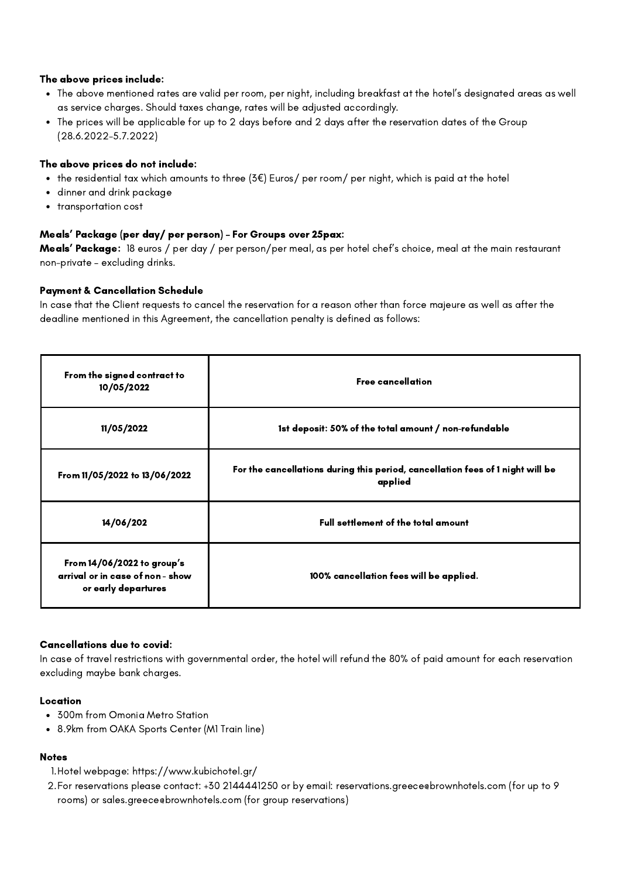**The above prices include:**

- The above mentioned rates are valid per room, per night, including breakfast at the hotel's designated areas as well as service charges. Should taxes change, rates will be adjusted accordingly.
- The prices will be applicable for up to 2 days before and 2 days after the reservation dates of the Group (28.6.2022-5.7.2022)

**The above prices do not include:**

- the residential tax which amounts to three (3€) Euros/ per room/ per night, which is paid at the hotel
- dinner and drink package
- transportation cost

**Meals' Package (per day/ per person) - For Groups over 25pax:**

**Meals' Package:** 18 euros / per day / per person/per meal, as per hotel chef's choice, meal at the main restaurant non-private - excluding drinks.

**Payment & Cancellation Schedule**

In case that the Client requests to cancel the reservation for a reason other than force majeure as well as after the deadline mentioned in this Agreement, the cancellation penalty is defined as follows:

| From the signed contract to 10/05/2022 | Free cancellation |
|---|---|
| 11/05/2022 | 1st deposit: 50% of the total amount / non-refundable |
| From 11/05/2022 to 13/06/2022 | For the cancellations during this period, cancellation fees of 1 night will be applied |
| 14/06/202 | Full settlement of the total amount |
| From 14/06/2022 to group's arrival or in case of non - show or early departures | 100% cancellation fees will be applied. |

**Cancellations due to covid:**

In case of travel restrictions with governmental order, the hotel will refund the 80% of paid amount for each reservation excluding maybe bank charges.

**Location**

- 300m from Omonia Metro Station
- 8.9km from OAKA Sports Center (M1 Train line)

**Notes**

1. Hotel webpage: https://www.kubichotel.gr/
2. For reservations please contact: +30 2144441250 or by email: reservations.greece@brownhotels.com (for up to 9 rooms) or sales.greece@brownhotels.com (for group reservations)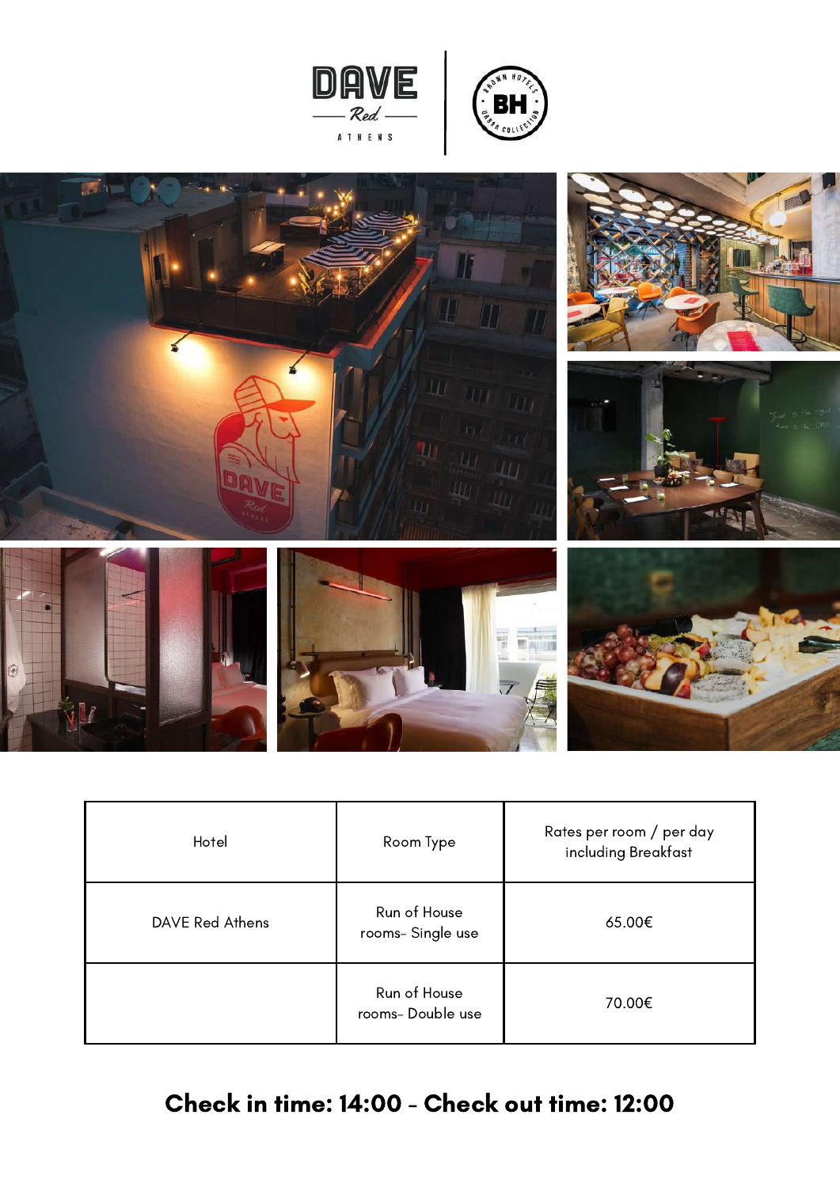| Hotel | Room Type | Rates per room / per day including Breakfast |
| --- | --- | --- |
| DAVE Red Athens | Run of House rooms- Single use | 65.00€ |
| | Run of House rooms- Double use | 70.00€ |

**Check in time: 14:00 - Check out time: 12:00**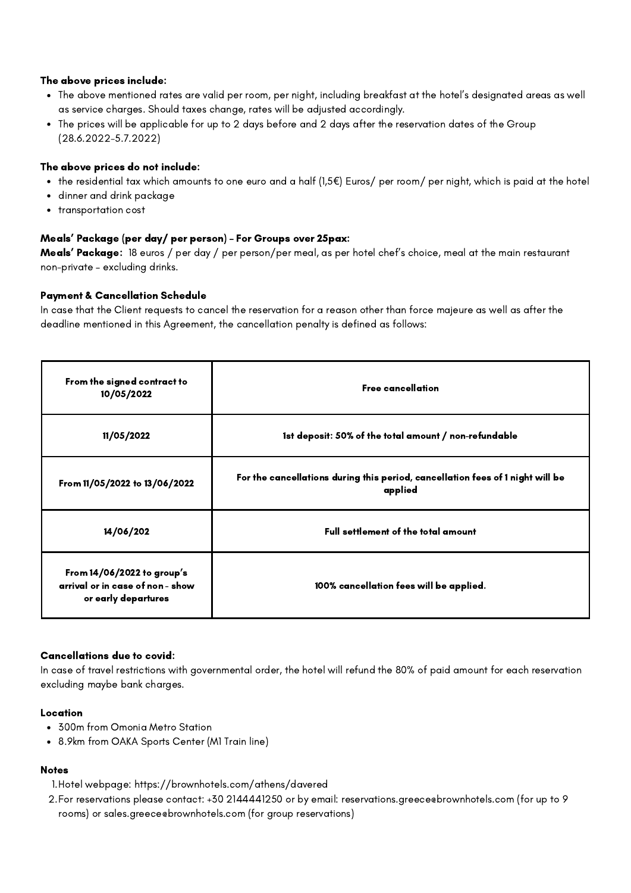**The above prices include:**

- The above mentioned rates are valid per room, per night, including breakfast at the hotel's designated areas as well as service charges. Should taxes change, rates will be adjusted accordingly.
- The prices will be applicable for up to 2 days before and 2 days after the reservation dates of the Group (28.6.2022-5.7.2022)

**The above prices do not include:**

- the residential tax which amounts to one euro and a half (1,5€) Euros/ per room/ per night, which is paid at the hotel
- dinner and drink package
- transportation cost

**Meals' Package (per day/ per person) - For Groups over 25pax:**
**Meals' Package:** 18 euros / per day / per person/per meal, as per hotel chef's choice, meal at the main restaurant non-private - excluding drinks.

**Payment & Cancellation Schedule**
In case that the Client requests to cancel the reservation for a reason other than force majeure as well as after the deadline mentioned in this Agreement, the cancellation penalty is defined as follows:

| | |
|---|---|
| **From the signed contract to 10/05/2022** | **Free cancellation** |
| **11/05/2022** | **1st deposit: 50% of the total amount / non-refundable** |
| **From 11/05/2022 to 13/06/2022** | **For the cancellations during this period, cancellation fees of 1 night will be applied** |
| **14/06/202** | **Full settlement of the total amount** |
| **From 14/06/2022 to group's arrival or in case of non - show or early departures** | **100% cancellation fees will be applied.** |

**Cancellations due to covid:**
In case of travel restrictions with governmental order, the hotel will refund the 80% of paid amount for each reservation excluding maybe bank charges.

**Location**

- 300m from Omonia Metro Station
- 8.9km from OAKA Sports Center (M1 Train line)

**Notes**

1. Hotel webpage: https://brownhotels.com/athens/davered
2. For reservations please contact: +30 2144441250 or by email: reservations.greece@brownhotels.com (for up to 9 rooms) or sales.greece@brownhotels.com (for group reservations)